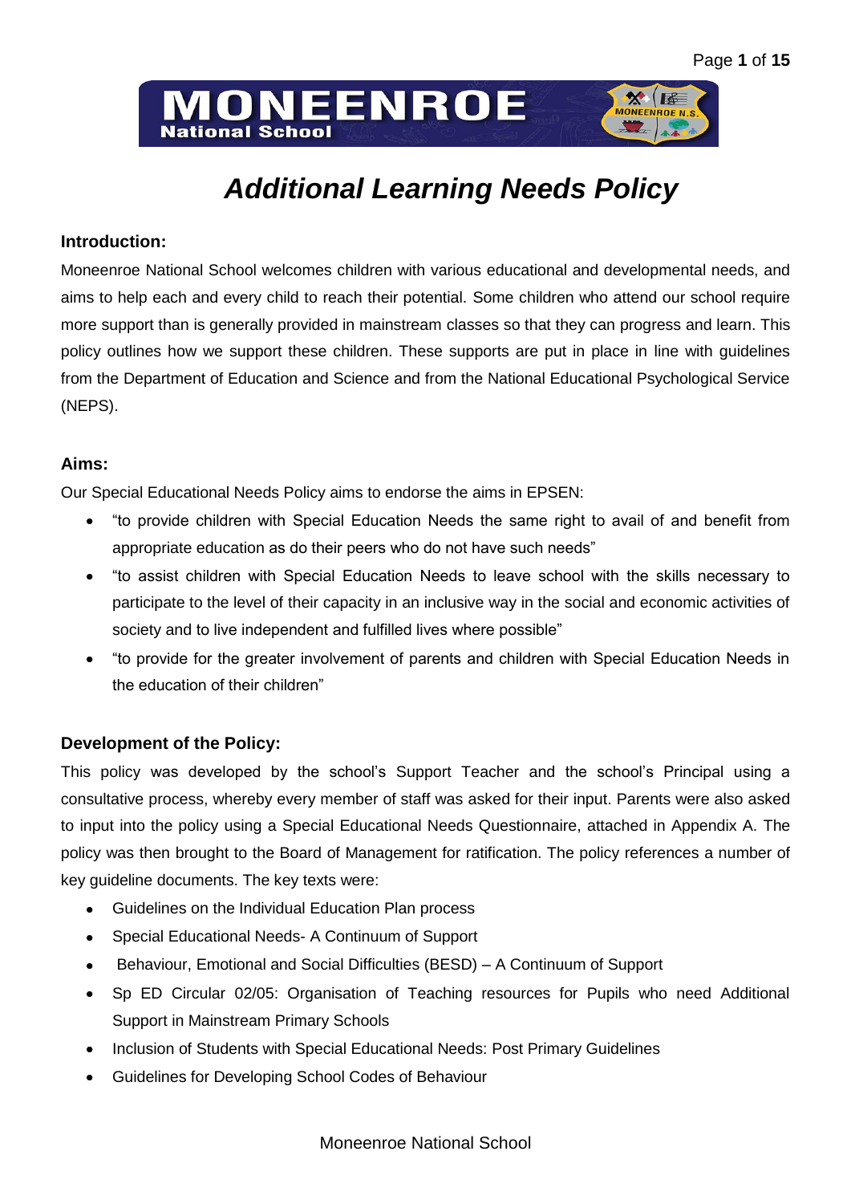# *Additional Learning Needs Policy*

## Introduction:

Moneenroe National School welcomes children with various educational and developmental needs, and aims to help each and every child to reach their potential. Some children who attend our school require more support than is generally provided in mainstream classes so that they can progress and learn. This policy outlines how we support these children. These supports are put in place in line with guidelines from the Department of Education and Science and from the National Educational Psychological Service (NEPS).

## Aims:

Our Special Educational Needs Policy aims to endorse the aims in EPSEN:

- "to provide children with Special Education Needs the same right to avail of and benefit from appropriate education as do their peers who do not have such needs"
- "to assist children with Special Education Needs to leave school with the skills necessary to participate to the level of their capacity in an inclusive way in the social and economic activities of society and to live independent and fulfilled lives where possible"
- "to provide for the greater involvement of parents and children with Special Education Needs in the education of their children"

## Development of the Policy:

This policy was developed by the school's Support Teacher and the school's Principal using a consultative process, whereby every member of staff was asked for their input. Parents were also asked to input into the policy using a Special Educational Needs Questionnaire, attached in Appendix A. The policy was then brought to the Board of Management for ratification. The policy references a number of key guideline documents. The key texts were:

- Guidelines on the Individual Education Plan process
- Special Educational Needs- A Continuum of Support
- Behaviour, Emotional and Social Difficulties (BESD) – A Continuum of Support
- Sp ED Circular 02/05: Organisation of Teaching resources for Pupils who need Additional Support in Mainstream Primary Schools
- Inclusion of Students with Special Educational Needs: Post Primary Guidelines
- Guidelines for Developing School Codes of Behaviour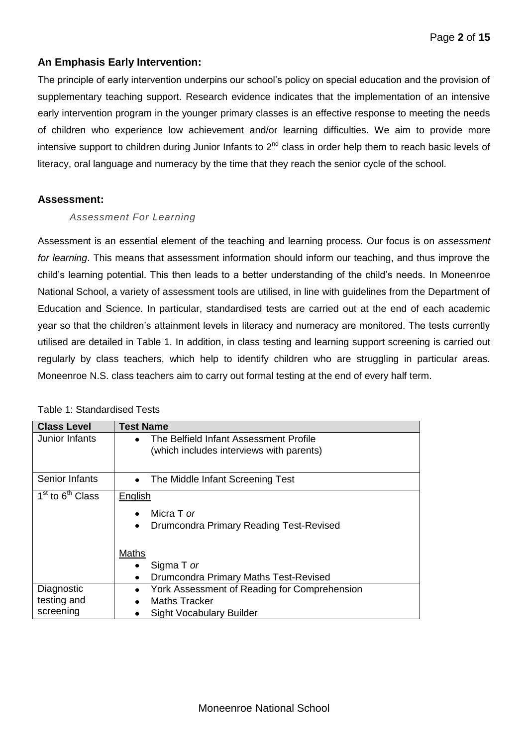### An Emphasis Early Intervention:

The principle of early intervention underpins our school's policy on special education and the provision of supplementary teaching support. Research evidence indicates that the implementation of an intensive early intervention program in the younger primary classes is an effective response to meeting the needs of children who experience low achievement and/or learning difficulties. We aim to provide more intensive support to children during Junior Infants to 2nd class in order help them to reach basic levels of literacy, oral language and numeracy by the time that they reach the senior cycle of the school.

### Assessment:

#### *Assessment For Learning*

Assessment is an essential element of the teaching and learning process. Our focus is on *assessment for learning*. This means that assessment information should inform our teaching, and thus improve the child's learning potential. This then leads to a better understanding of the child's needs. In Moneenroe National School, a variety of assessment tools are utilised, in line with guidelines from the Department of Education and Science. In particular, standardised tests are carried out at the end of each academic year so that the children's attainment levels in literacy and numeracy are monitored. The tests currently utilised are detailed in Table 1. In addition, in class testing and learning support screening is carried out regularly by class teachers, which help to identify children who are struggling in particular areas. Moneenroe N.S. class teachers aim to carry out formal testing at the end of every half term.

Table 1: Standardised Tests

| Class Level | Test Name |
| --- | --- |
| Junior Infants | • The Belfield Infant Assessment Profile (which includes interviews with parents) |
| Senior Infants | • The Middle Infant Screening Test |
| 1st to 6th Class | English<br>• Micra T *or*<br>• Drumcondra Primary Reading Test-Revised<br><br>Maths<br>• Sigma T *or*<br>• Drumcondra Primary Maths Test-Revised |
| Diagnostic testing and screening | • York Assessment of Reading for Comprehension<br>• Maths Tracker<br>• Sight Vocabulary Builder |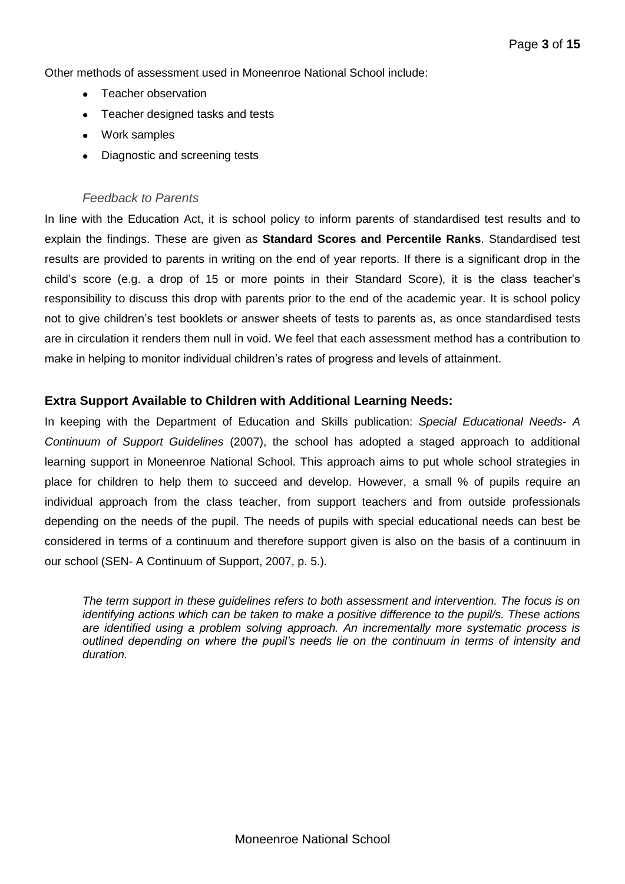Other methods of assessment used in Moneenroe National School include:

- Teacher observation
- Teacher designed tasks and tests
- Work samples
- Diagnostic and screening tests

### *Feedback to Parents*

In line with the Education Act, it is school policy to inform parents of standardised test results and to explain the findings. These are given as **Standard Scores and Percentile Ranks**. Standardised test results are provided to parents in writing on the end of year reports. If there is a significant drop in the child's score (e.g. a drop of 15 or more points in their Standard Score), it is the class teacher's responsibility to discuss this drop with parents prior to the end of the academic year. It is school policy not to give children's test booklets or answer sheets of tests to parents as, as once standardised tests are in circulation it renders them null in void. We feel that each assessment method has a contribution to make in helping to monitor individual children's rates of progress and levels of attainment.

## Extra Support Available to Children with Additional Learning Needs:

In keeping with the Department of Education and Skills publication: *Special Educational Needs- A Continuum of Support Guidelines* (2007), the school has adopted a staged approach to additional learning support in Moneenroe National School. This approach aims to put whole school strategies in place for children to help them to succeed and develop. However, a small % of pupils require an individual approach from the class teacher, from support teachers and from outside professionals depending on the needs of the pupil. The needs of pupils with special educational needs can best be considered in terms of a continuum and therefore support given is also on the basis of a continuum in our school (SEN- A Continuum of Support, 2007, p. 5.).

> *The term support in these guidelines refers to both assessment and intervention. The focus is on identifying actions which can be taken to make a positive difference to the pupil/s. These actions are identified using a problem solving approach. An incrementally more systematic process is outlined depending on where the pupil's needs lie on the continuum in terms of intensity and duration.*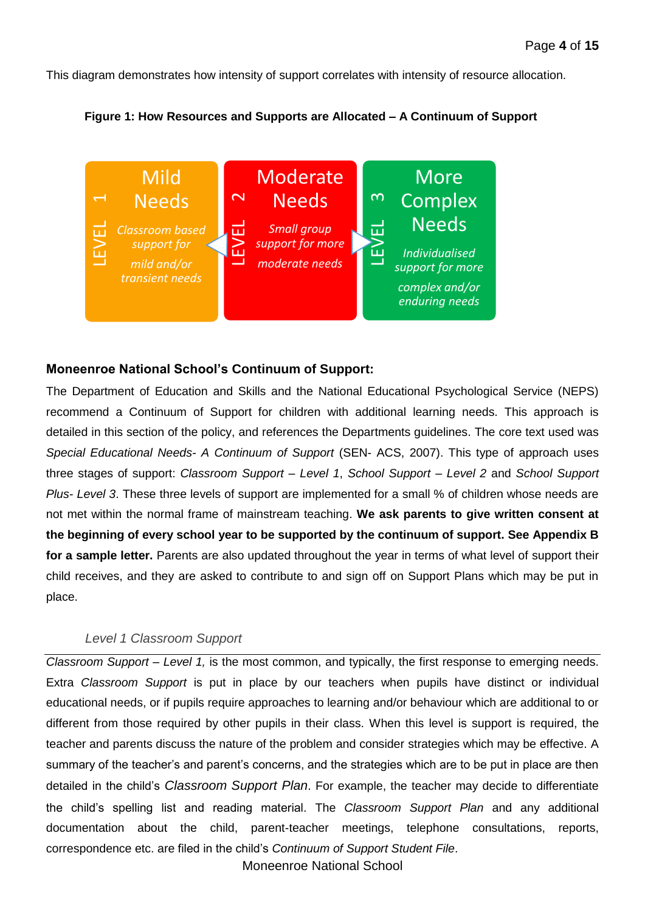This diagram demonstrates how intensity of support correlates with intensity of resource allocation.

**Figure 1: How Resources and Supports are Allocated – A Continuum of Support**

| LEVEL 1 | LEVEL 2 | LEVEL 3 |
|---|---|---|
| **Mild Needs** | **Moderate Needs** | **More Complex Needs** |
| *Classroom based support for mild and/or transient needs* | *Small group support for more moderate needs* | *Individualised support for more complex and/or enduring needs* |

## Moneenroe National School's Continuum of Support:

The Department of Education and Skills and the National Educational Psychological Service (NEPS) recommend a Continuum of Support for children with additional learning needs. This approach is detailed in this section of the policy, and references the Departments guidelines. The core text used was *Special Educational Needs- A Continuum of Support* (SEN- ACS, 2007). This type of approach uses three stages of support: *Classroom Support – Level 1*, *School Support – Level 2* and *School Support Plus- Level 3*. These three levels of support are implemented for a small % of children whose needs are not met within the normal frame of mainstream teaching. **We ask parents to give written consent at the beginning of every school year to be supported by the continuum of support. See Appendix B for a sample letter.** Parents are also updated throughout the year in terms of what level of support their child receives, and they are asked to contribute to and sign off on Support Plans which may be put in place.

### *Level 1 Classroom Support*

*Classroom Support – Level 1,* is the most common, and typically, the first response to emerging needs. Extra *Classroom Support* is put in place by our teachers when pupils have distinct or individual educational needs, or if pupils require approaches to learning and/or behaviour which are additional to or different from those required by other pupils in their class. When this level is support is required, the teacher and parents discuss the nature of the problem and consider strategies which may be effective. A summary of the teacher's and parent's concerns, and the strategies which are to be put in place are then detailed in the child's *Classroom Support Plan*. For example, the teacher may decide to differentiate the child's spelling list and reading material. The *Classroom Support Plan* and any additional documentation about the child, parent-teacher meetings, telephone consultations, reports, correspondence etc. are filed in the child's *Continuum of Support Student File*.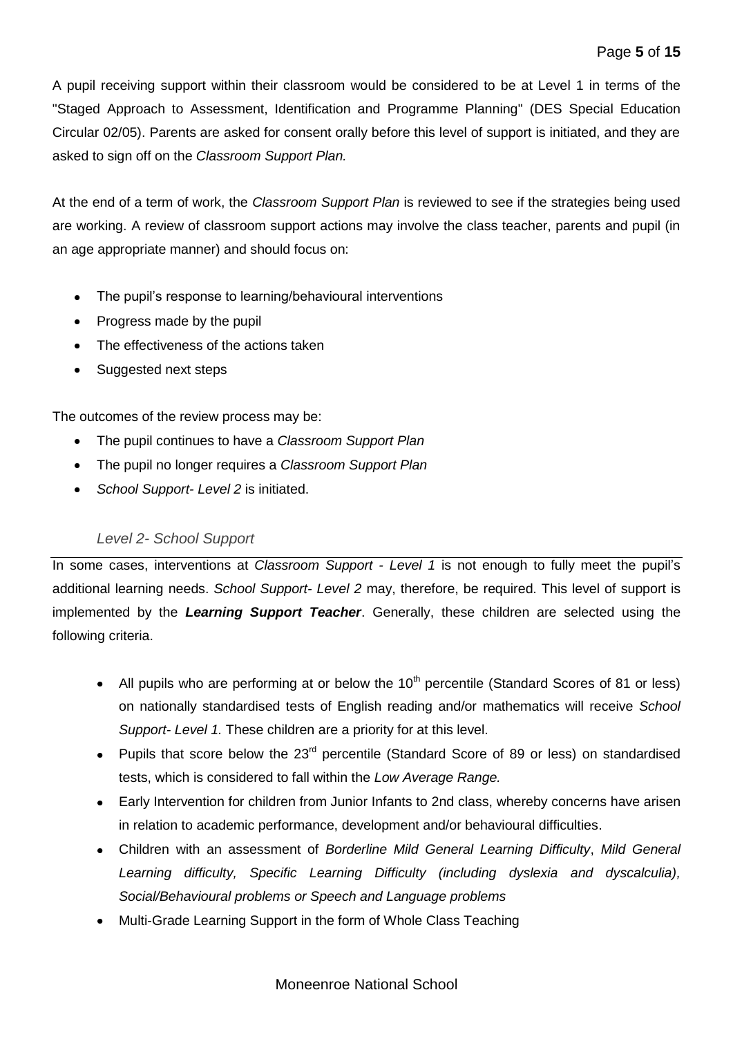A pupil receiving support within their classroom would be considered to be at Level 1 in terms of the "Staged Approach to Assessment, Identification and Programme Planning" (DES Special Education Circular 02/05). Parents are asked for consent orally before this level of support is initiated, and they are asked to sign off on the *Classroom Support Plan.*

At the end of a term of work, the *Classroom Support Plan* is reviewed to see if the strategies being used are working. A review of classroom support actions may involve the class teacher, parents and pupil (in an age appropriate manner) and should focus on:

- The pupil's response to learning/behavioural interventions
- Progress made by the pupil
- The effectiveness of the actions taken
- Suggested next steps

The outcomes of the review process may be:

- The pupil continues to have a *Classroom Support Plan*
- The pupil no longer requires a *Classroom Support Plan*
- *School Support- Level 2* is initiated.

### *Level 2- School Support*

In some cases, interventions at *Classroom Support - Level 1* is not enough to fully meet the pupil's additional learning needs. *School Support- Level 2* may, therefore, be required. This level of support is implemented by the ***Learning Support Teacher***. Generally, these children are selected using the following criteria.

- All pupils who are performing at or below the $10^{th}$ percentile (Standard Scores of 81 or less) on nationally standardised tests of English reading and/or mathematics will receive *School Support- Level 1.* These children are a priority for at this level.
- Pupils that score below the $23^{rd}$ percentile (Standard Score of 89 or less) on standardised tests, which is considered to fall within the *Low Average Range.*
- Early Intervention for children from Junior Infants to 2nd class, whereby concerns have arisen in relation to academic performance, development and/or behavioural difficulties.
- Children with an assessment of *Borderline Mild General Learning Difficulty*, *Mild General Learning difficulty, Specific Learning Difficulty (including dyslexia and dyscalculia), Social/Behavioural problems or Speech and Language problems*
- Multi-Grade Learning Support in the form of Whole Class Teaching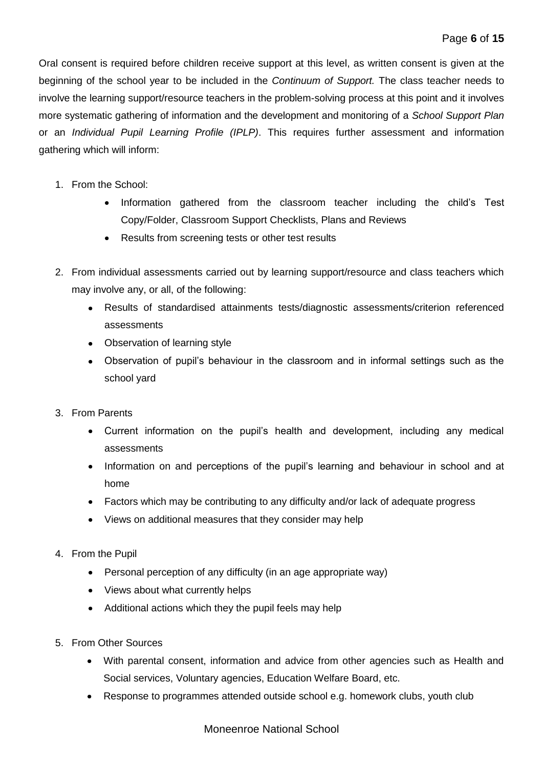Oral consent is required before children receive support at this level, as written consent is given at the beginning of the school year to be included in the *Continuum of Support.* The class teacher needs to involve the learning support/resource teachers in the problem-solving process at this point and it involves more systematic gathering of information and the development and monitoring of a *School Support Plan* or an *Individual Pupil Learning Profile (IPLP)*. This requires further assessment and information gathering which will inform:

1. From the School:
    - Information gathered from the classroom teacher including the child's Test Copy/Folder, Classroom Support Checklists, Plans and Reviews
    - Results from screening tests or other test results

2. From individual assessments carried out by learning support/resource and class teachers which may involve any, or all, of the following:
    - Results of standardised attainments tests/diagnostic assessments/criterion referenced assessments
    - Observation of learning style
    - Observation of pupil's behaviour in the classroom and in informal settings such as the school yard

3. From Parents
    - Current information on the pupil's health and development, including any medical assessments
    - Information on and perceptions of the pupil's learning and behaviour in school and at home
    - Factors which may be contributing to any difficulty and/or lack of adequate progress
    - Views on additional measures that they consider may help

4. From the Pupil
    - Personal perception of any difficulty (in an age appropriate way)
    - Views about what currently helps
    - Additional actions which they the pupil feels may help

5. From Other Sources
    - With parental consent, information and advice from other agencies such as Health and Social services, Voluntary agencies, Education Welfare Board, etc.
    - Response to programmes attended outside school e.g. homework clubs, youth club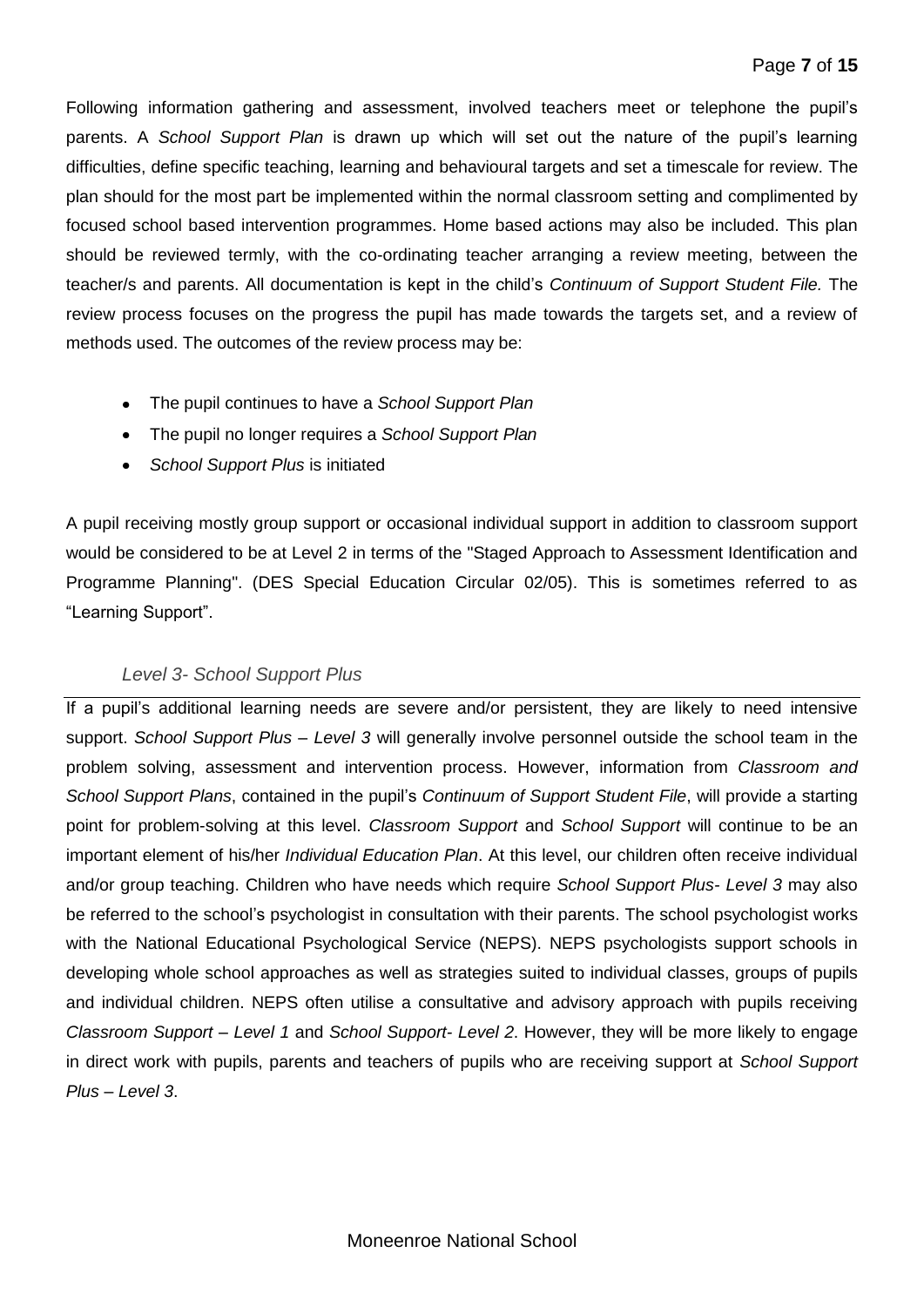Following information gathering and assessment, involved teachers meet or telephone the pupil's parents. A *School Support Plan* is drawn up which will set out the nature of the pupil's learning difficulties, define specific teaching, learning and behavioural targets and set a timescale for review. The plan should for the most part be implemented within the normal classroom setting and complimented by focused school based intervention programmes. Home based actions may also be included. This plan should be reviewed termly, with the co-ordinating teacher arranging a review meeting, between the teacher/s and parents. All documentation is kept in the child's *Continuum of Support Student File.* The review process focuses on the progress the pupil has made towards the targets set, and a review of methods used. The outcomes of the review process may be:

- The pupil continues to have a *School Support Plan*
- The pupil no longer requires a *School Support Plan*
- *School Support Plus* is initiated

A pupil receiving mostly group support or occasional individual support in addition to classroom support would be considered to be at Level 2 in terms of the "Staged Approach to Assessment Identification and Programme Planning". (DES Special Education Circular 02/05). This is sometimes referred to as "Learning Support".

### *Level 3- School Support Plus*

If a pupil's additional learning needs are severe and/or persistent, they are likely to need intensive support. *School Support Plus – Level 3* will generally involve personnel outside the school team in the problem solving, assessment and intervention process. However, information from *Classroom and School Support Plans*, contained in the pupil's *Continuum of Support Student File*, will provide a starting point for problem-solving at this level. *Classroom Support* and *School Support* will continue to be an important element of his/her *Individual Education Plan*. At this level, our children often receive individual and/or group teaching. Children who have needs which require *School Support Plus- Level 3* may also be referred to the school's psychologist in consultation with their parents. The school psychologist works with the National Educational Psychological Service (NEPS). NEPS psychologists support schools in developing whole school approaches as well as strategies suited to individual classes, groups of pupils and individual children. NEPS often utilise a consultative and advisory approach with pupils receiving *Classroom Support – Level 1* and *School Support- Level 2*. However, they will be more likely to engage in direct work with pupils, parents and teachers of pupils who are receiving support at *School Support Plus – Level 3*.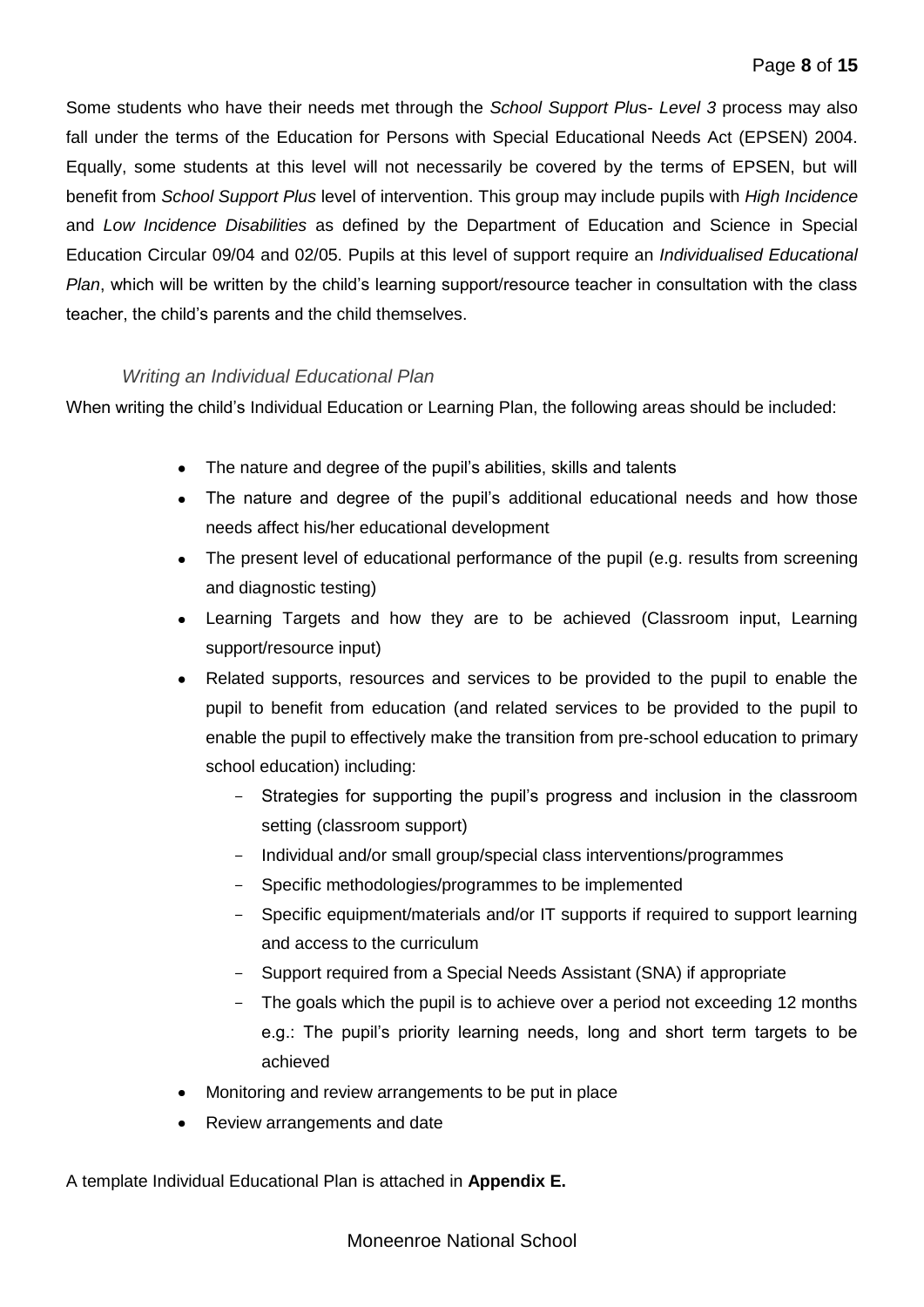Some students who have their needs met through the *School Support Plus- Level 3* process may also fall under the terms of the Education for Persons with Special Educational Needs Act (EPSEN) 2004. Equally, some students at this level will not necessarily be covered by the terms of EPSEN, but will benefit from *School Support Plus* level of intervention. This group may include pupils with *High Incidence* and *Low Incidence Disabilities* as defined by the Department of Education and Science in Special Education Circular 09/04 and 02/05. Pupils at this level of support require an *Individualised Educational Plan*, which will be written by the child's learning support/resource teacher in consultation with the class teacher, the child's parents and the child themselves.

### *Writing an Individual Educational Plan*

When writing the child's Individual Education or Learning Plan, the following areas should be included:

- The nature and degree of the pupil's abilities, skills and talents
- The nature and degree of the pupil's additional educational needs and how those needs affect his/her educational development
- The present level of educational performance of the pupil (e.g. results from screening and diagnostic testing)
- Learning Targets and how they are to be achieved (Classroom input, Learning support/resource input)
- Related supports, resources and services to be provided to the pupil to enable the pupil to benefit from education (and related services to be provided to the pupil to enable the pupil to effectively make the transition from pre-school education to primary school education) including:
    - Strategies for supporting the pupil's progress and inclusion in the classroom setting (classroom support)
    - Individual and/or small group/special class interventions/programmes
    - Specific methodologies/programmes to be implemented
    - Specific equipment/materials and/or IT supports if required to support learning and access to the curriculum
    - Support required from a Special Needs Assistant (SNA) if appropriate
    - The goals which the pupil is to achieve over a period not exceeding 12 months e.g.: The pupil's priority learning needs, long and short term targets to be achieved
- Monitoring and review arrangements to be put in place
- Review arrangements and date

A template Individual Educational Plan is attached in **Appendix E.**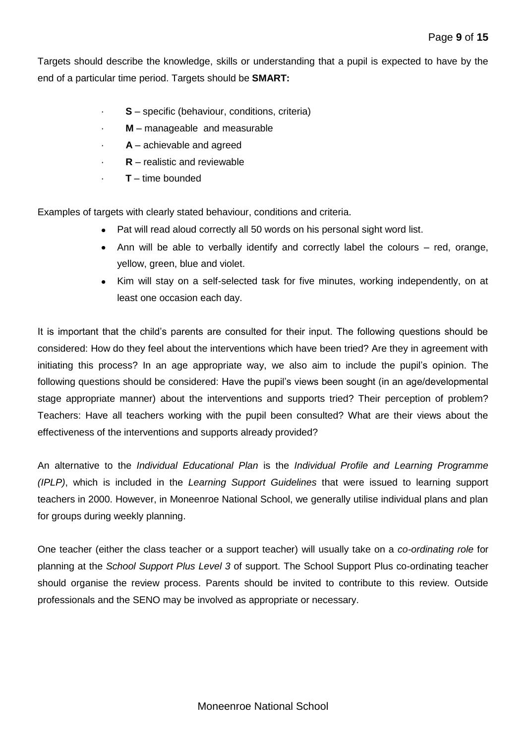Targets should describe the knowledge, skills or understanding that a pupil is expected to have by the end of a particular time period. Targets should be **SMART:**

- **S** – specific (behaviour, conditions, criteria)
- **M** – manageable and measurable
- **A** – achievable and agreed
- **R** – realistic and reviewable
- **T** – time bounded

Examples of targets with clearly stated behaviour, conditions and criteria.

- Pat will read aloud correctly all 50 words on his personal sight word list.
- Ann will be able to verbally identify and correctly label the colours – red, orange, yellow, green, blue and violet.
- Kim will stay on a self-selected task for five minutes, working independently, on at least one occasion each day.

It is important that the child's parents are consulted for their input. The following questions should be considered: How do they feel about the interventions which have been tried? Are they in agreement with initiating this process? In an age appropriate way, we also aim to include the pupil's opinion. The following questions should be considered: Have the pupil's views been sought (in an age/developmental stage appropriate manner) about the interventions and supports tried? Their perception of problem? Teachers: Have all teachers working with the pupil been consulted? What are their views about the effectiveness of the interventions and supports already provided?

An alternative to the *Individual Educational Plan* is the *Individual Profile and Learning Programme (IPLP)*, which is included in the *Learning Support Guidelines* that were issued to learning support teachers in 2000. However, in Moneenroe National School, we generally utilise individual plans and plan for groups during weekly planning.

One teacher (either the class teacher or a support teacher) will usually take on a *co-ordinating role* for planning at the *School Support Plus Level 3* of support. The School Support Plus co-ordinating teacher should organise the review process. Parents should be invited to contribute to this review. Outside professionals and the SENO may be involved as appropriate or necessary.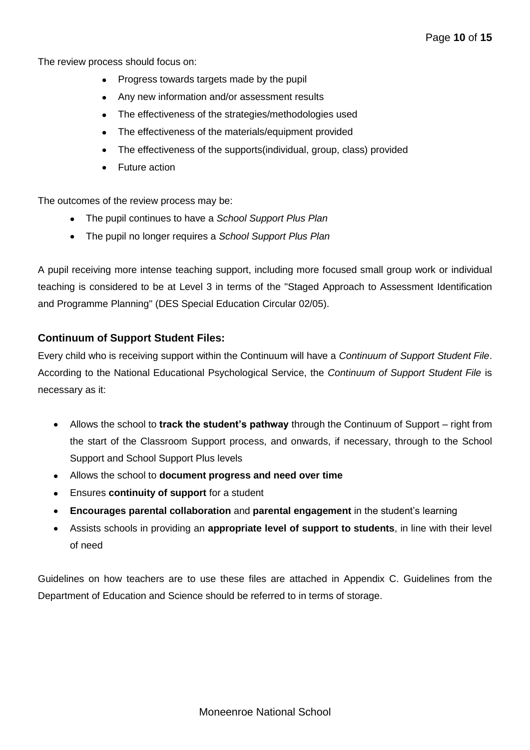The review process should focus on:

- Progress towards targets made by the pupil
- Any new information and/or assessment results
- The effectiveness of the strategies/methodologies used
- The effectiveness of the materials/equipment provided
- The effectiveness of the supports(individual, group, class) provided
- Future action

The outcomes of the review process may be:

- The pupil continues to have a *School Support Plus Plan*
- The pupil no longer requires a *School Support Plus Plan*

A pupil receiving more intense teaching support, including more focused small group work or individual teaching is considered to be at Level 3 in terms of the "Staged Approach to Assessment Identification and Programme Planning" (DES Special Education Circular 02/05).

### Continuum of Support Student Files:

Every child who is receiving support within the Continuum will have a *Continuum of Support Student File*. According to the National Educational Psychological Service, the *Continuum of Support Student File* is necessary as it:

- Allows the school to **track the student's pathway** through the Continuum of Support – right from the start of the Classroom Support process, and onwards, if necessary, through to the School Support and School Support Plus levels
- Allows the school to **document progress and need over time**
- Ensures **continuity of support** for a student
- **Encourages parental collaboration** and **parental engagement** in the student's learning
- Assists schools in providing an **appropriate level of support to students**, in line with their level of need

Guidelines on how teachers are to use these files are attached in Appendix C. Guidelines from the Department of Education and Science should be referred to in terms of storage.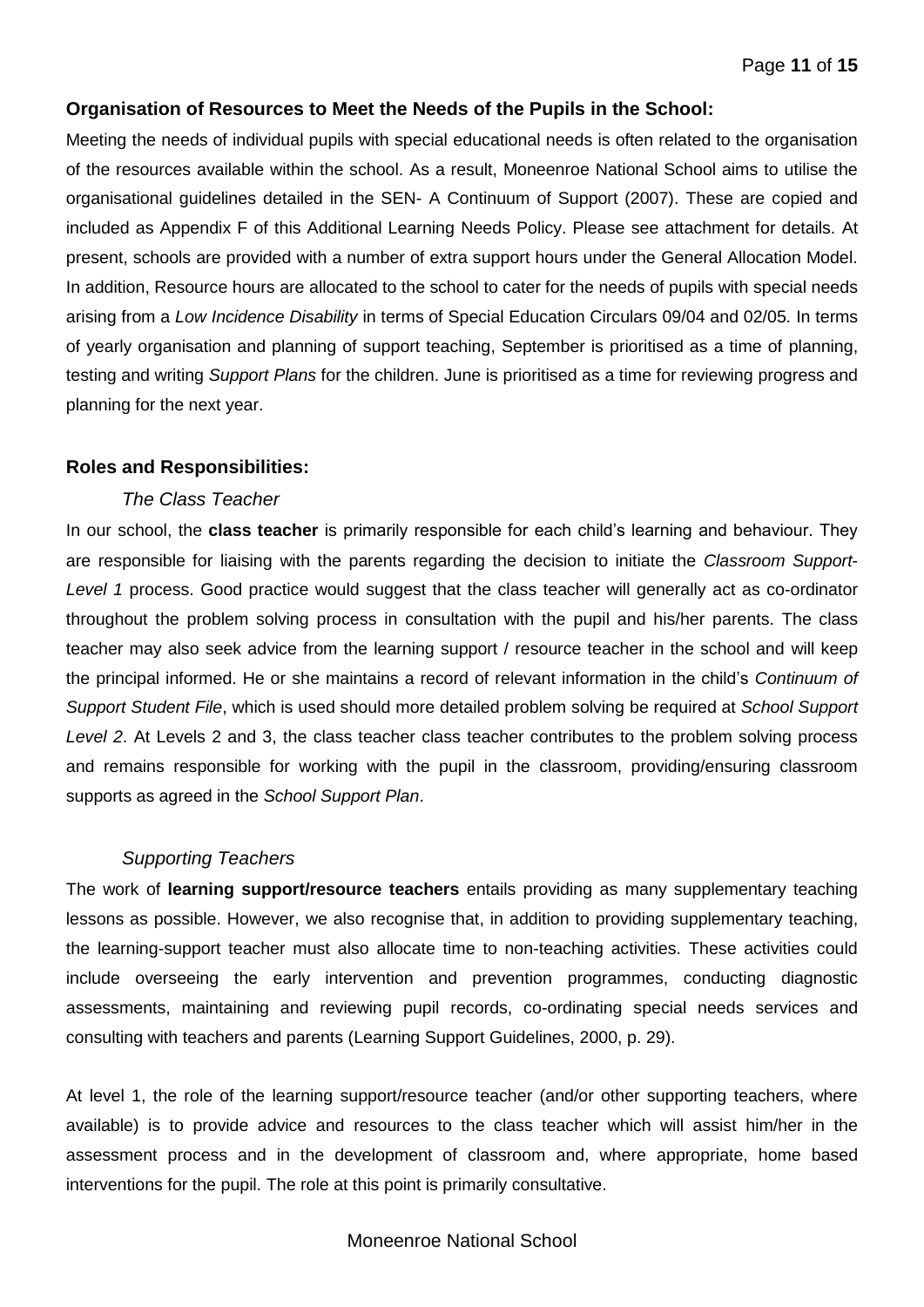**Organisation of Resources to Meet the Needs of the Pupils in the School:**

Meeting the needs of individual pupils with special educational needs is often related to the organisation of the resources available within the school. As a result, Moneenroe National School aims to utilise the organisational guidelines detailed in the SEN- A Continuum of Support (2007). These are copied and included as Appendix F of this Additional Learning Needs Policy. Please see attachment for details. At present, schools are provided with a number of extra support hours under the General Allocation Model. In addition, Resource hours are allocated to the school to cater for the needs of pupils with special needs arising from a *Low Incidence Disability* in terms of Special Education Circulars 09/04 and 02/05. In terms of yearly organisation and planning of support teaching, September is prioritised as a time of planning, testing and writing *Support Plans* for the children. June is prioritised as a time for reviewing progress and planning for the next year.

**Roles and Responsibilities:**

*The Class Teacher*

In our school, the **class teacher** is primarily responsible for each child's learning and behaviour. They are responsible for liaising with the parents regarding the decision to initiate the *Classroom Support-Level 1* process. Good practice would suggest that the class teacher will generally act as co-ordinator throughout the problem solving process in consultation with the pupil and his/her parents. The class teacher may also seek advice from the learning support / resource teacher in the school and will keep the principal informed. He or she maintains a record of relevant information in the child's *Continuum of Support Student File*, which is used should more detailed problem solving be required at *School Support Level 2*. At Levels 2 and 3, the class teacher class teacher contributes to the problem solving process and remains responsible for working with the pupil in the classroom, providing/ensuring classroom supports as agreed in the *School Support Plan*.

*Supporting Teachers*

The work of **learning support/resource teachers** entails providing as many supplementary teaching lessons as possible. However, we also recognise that, in addition to providing supplementary teaching, the learning-support teacher must also allocate time to non-teaching activities. These activities could include overseeing the early intervention and prevention programmes, conducting diagnostic assessments, maintaining and reviewing pupil records, co-ordinating special needs services and consulting with teachers and parents (Learning Support Guidelines, 2000, p. 29).

At level 1, the role of the learning support/resource teacher (and/or other supporting teachers, where available) is to provide advice and resources to the class teacher which will assist him/her in the assessment process and in the development of classroom and, where appropriate, home based interventions for the pupil. The role at this point is primarily consultative.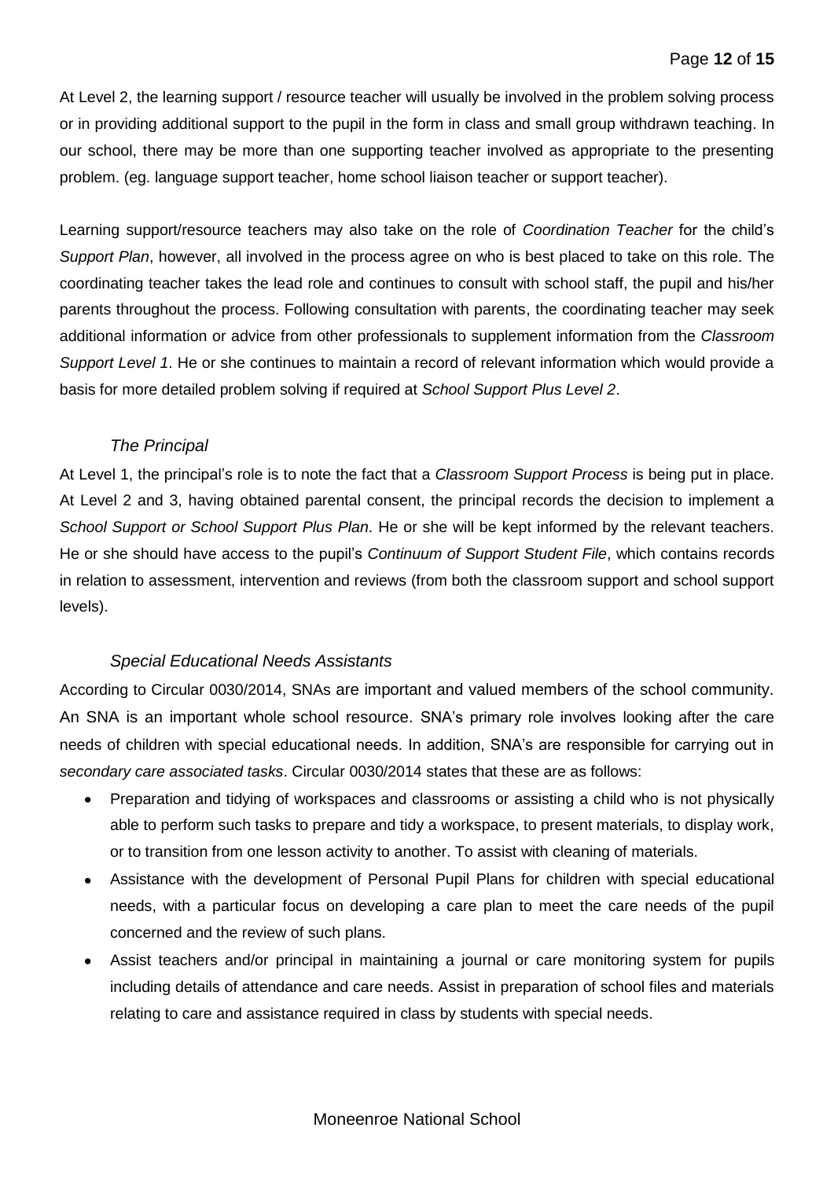At Level 2, the learning support / resource teacher will usually be involved in the problem solving process or in providing additional support to the pupil in the form in class and small group withdrawn teaching. In our school, there may be more than one supporting teacher involved as appropriate to the presenting problem. (eg. language support teacher, home school liaison teacher or support teacher).

Learning support/resource teachers may also take on the role of *Coordination Teacher* for the child's *Support Plan*, however, all involved in the process agree on who is best placed to take on this role. The coordinating teacher takes the lead role and continues to consult with school staff, the pupil and his/her parents throughout the process. Following consultation with parents, the coordinating teacher may seek additional information or advice from other professionals to supplement information from the *Classroom Support Level 1*. He or she continues to maintain a record of relevant information which would provide a basis for more detailed problem solving if required at *School Support Plus Level 2*.

### *The Principal*

At Level 1, the principal's role is to note the fact that a *Classroom Support Process* is being put in place. At Level 2 and 3, having obtained parental consent, the principal records the decision to implement a *School Support or School Support Plus Plan*. He or she will be kept informed by the relevant teachers. He or she should have access to the pupil's *Continuum of Support Student File*, which contains records in relation to assessment, intervention and reviews (from both the classroom support and school support levels).

### *Special Educational Needs Assistants*

According to Circular 0030/2014, SNAs are important and valued members of the school community. An SNA is an important whole school resource. SNA's primary role involves looking after the care needs of children with special educational needs. In addition, SNA's are responsible for carrying out in *secondary care associated tasks*. Circular 0030/2014 states that these are as follows:

- Preparation and tidying of workspaces and classrooms or assisting a child who is not physically able to perform such tasks to prepare and tidy a workspace, to present materials, to display work, or to transition from one lesson activity to another. To assist with cleaning of materials.
- Assistance with the development of Personal Pupil Plans for children with special educational needs, with a particular focus on developing a care plan to meet the care needs of the pupil concerned and the review of such plans.
- Assist teachers and/or principal in maintaining a journal or care monitoring system for pupils including details of attendance and care needs. Assist in preparation of school files and materials relating to care and assistance required in class by students with special needs.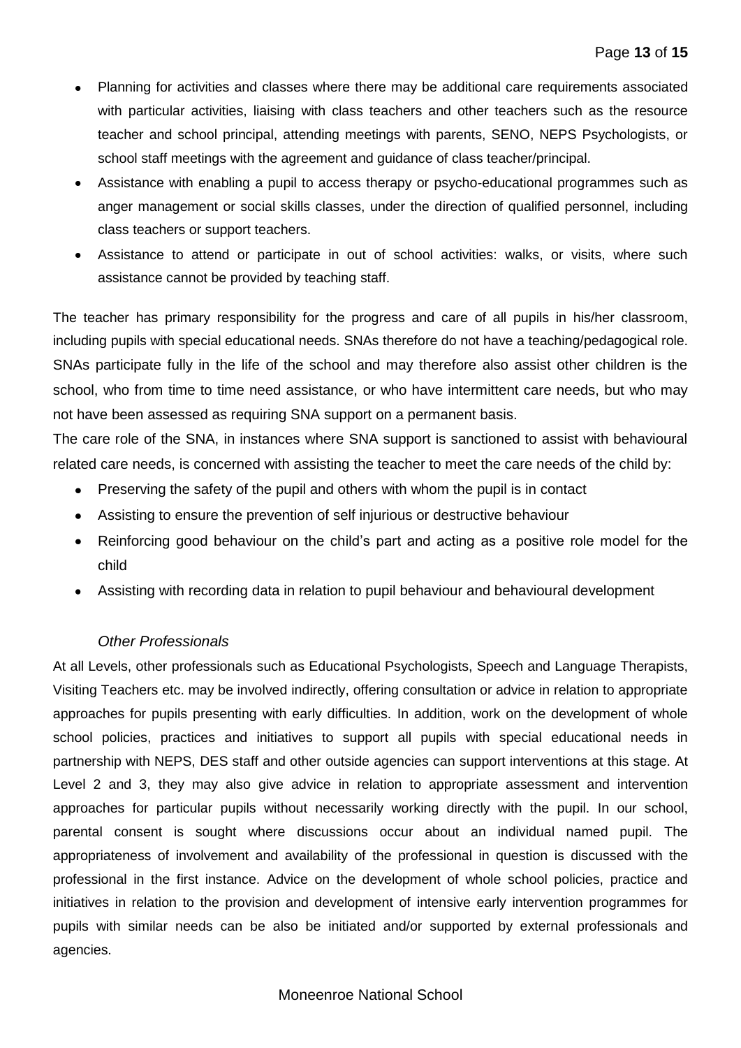- Planning for activities and classes where there may be additional care requirements associated with particular activities, liaising with class teachers and other teachers such as the resource teacher and school principal, attending meetings with parents, SENO, NEPS Psychologists, or school staff meetings with the agreement and guidance of class teacher/principal.
- Assistance with enabling a pupil to access therapy or psycho-educational programmes such as anger management or social skills classes, under the direction of qualified personnel, including class teachers or support teachers.
- Assistance to attend or participate in out of school activities: walks, or visits, where such assistance cannot be provided by teaching staff.

The teacher has primary responsibility for the progress and care of all pupils in his/her classroom, including pupils with special educational needs. SNAs therefore do not have a teaching/pedagogical role. SNAs participate fully in the life of the school and may therefore also assist other children is the school, who from time to time need assistance, or who have intermittent care needs, but who may not have been assessed as requiring SNA support on a permanent basis.

The care role of the SNA, in instances where SNA support is sanctioned to assist with behavioural related care needs, is concerned with assisting the teacher to meet the care needs of the child by:

- Preserving the safety of the pupil and others with whom the pupil is in contact
- Assisting to ensure the prevention of self injurious or destructive behaviour
- Reinforcing good behaviour on the child's part and acting as a positive role model for the child
- Assisting with recording data in relation to pupil behaviour and behavioural development

*Other Professionals*

At all Levels, other professionals such as Educational Psychologists, Speech and Language Therapists, Visiting Teachers etc. may be involved indirectly, offering consultation or advice in relation to appropriate approaches for pupils presenting with early difficulties. In addition, work on the development of whole school policies, practices and initiatives to support all pupils with special educational needs in partnership with NEPS, DES staff and other outside agencies can support interventions at this stage. At Level 2 and 3, they may also give advice in relation to appropriate assessment and intervention approaches for particular pupils without necessarily working directly with the pupil. In our school, parental consent is sought where discussions occur about an individual named pupil. The appropriateness of involvement and availability of the professional in question is discussed with the professional in the first instance. Advice on the development of whole school policies, practice and initiatives in relation to the provision and development of intensive early intervention programmes for pupils with similar needs can be also be initiated and/or supported by external professionals and agencies.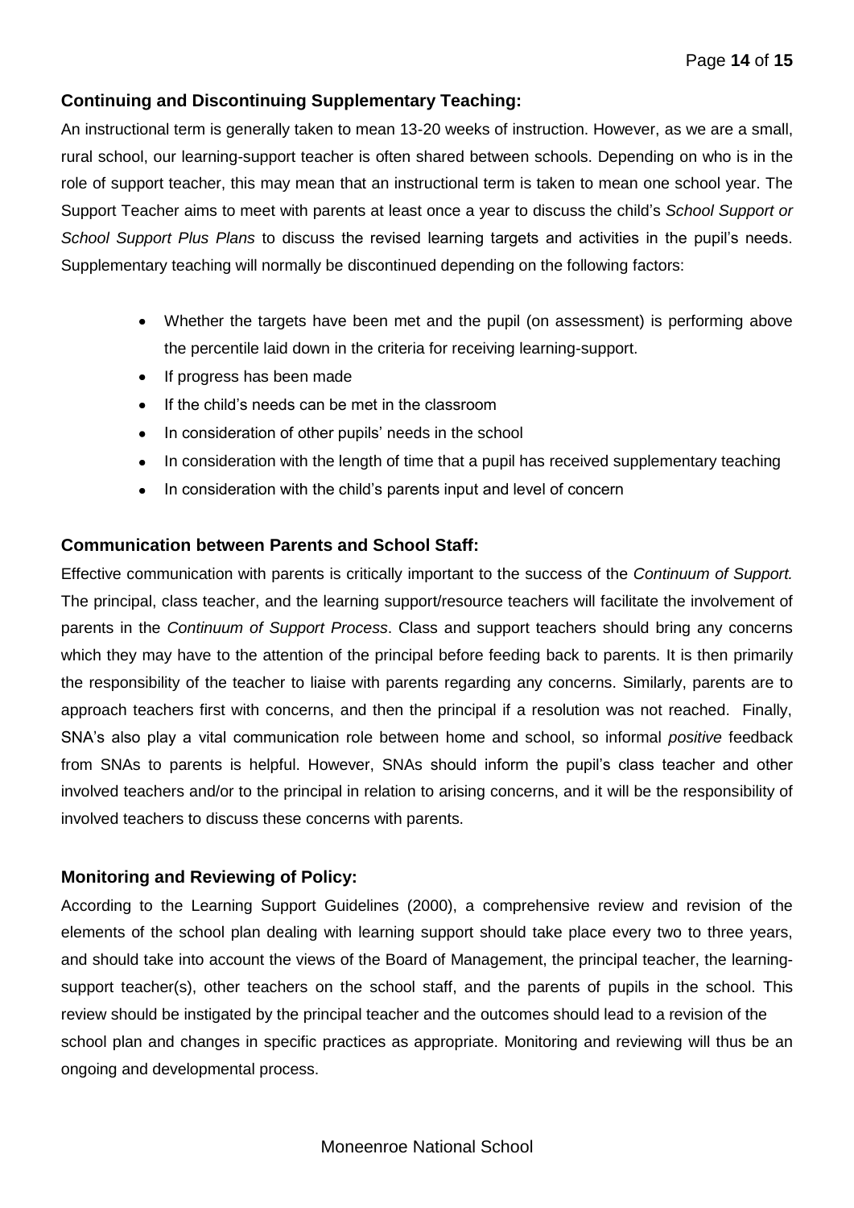### Continuing and Discontinuing Supplementary Teaching:

An instructional term is generally taken to mean 13-20 weeks of instruction. However, as we are a small, rural school, our learning-support teacher is often shared between schools. Depending on who is in the role of support teacher, this may mean that an instructional term is taken to mean one school year. The Support Teacher aims to meet with parents at least once a year to discuss the child's *School Support or School Support Plus Plans* to discuss the revised learning targets and activities in the pupil's needs. Supplementary teaching will normally be discontinued depending on the following factors:

- Whether the targets have been met and the pupil (on assessment) is performing above the percentile laid down in the criteria for receiving learning-support.
- If progress has been made
- If the child's needs can be met in the classroom
- In consideration of other pupils' needs in the school
- In consideration with the length of time that a pupil has received supplementary teaching
- In consideration with the child's parents input and level of concern

### Communication between Parents and School Staff:

Effective communication with parents is critically important to the success of the *Continuum of Support.* The principal, class teacher, and the learning support/resource teachers will facilitate the involvement of parents in the *Continuum of Support Process*. Class and support teachers should bring any concerns which they may have to the attention of the principal before feeding back to parents. It is then primarily the responsibility of the teacher to liaise with parents regarding any concerns. Similarly, parents are to approach teachers first with concerns, and then the principal if a resolution was not reached. Finally, SNA's also play a vital communication role between home and school, so informal *positive* feedback from SNAs to parents is helpful. However, SNAs should inform the pupil's class teacher and other involved teachers and/or to the principal in relation to arising concerns, and it will be the responsibility of involved teachers to discuss these concerns with parents.

### Monitoring and Reviewing of Policy:

According to the Learning Support Guidelines (2000), a comprehensive review and revision of the elements of the school plan dealing with learning support should take place every two to three years, and should take into account the views of the Board of Management, the principal teacher, the learning-support teacher(s), other teachers on the school staff, and the parents of pupils in the school. This review should be instigated by the principal teacher and the outcomes should lead to a revision of the school plan and changes in specific practices as appropriate. Monitoring and reviewing will thus be an ongoing and developmental process.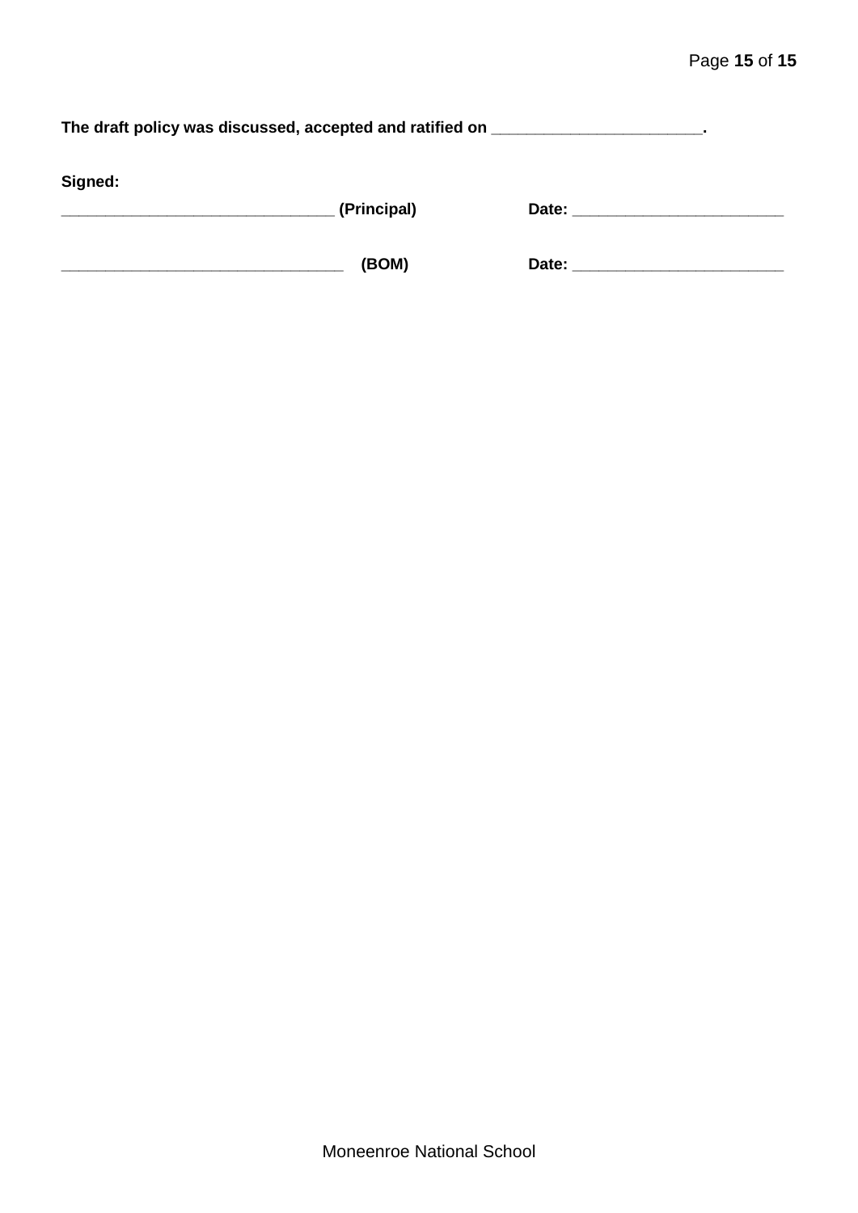**The draft policy was discussed, accepted and ratified on _______________________.**

**Signed:**

**______________________________ (Principal)** **Date: ________________________**

**_______________________________ (BOM)** **Date: ________________________**